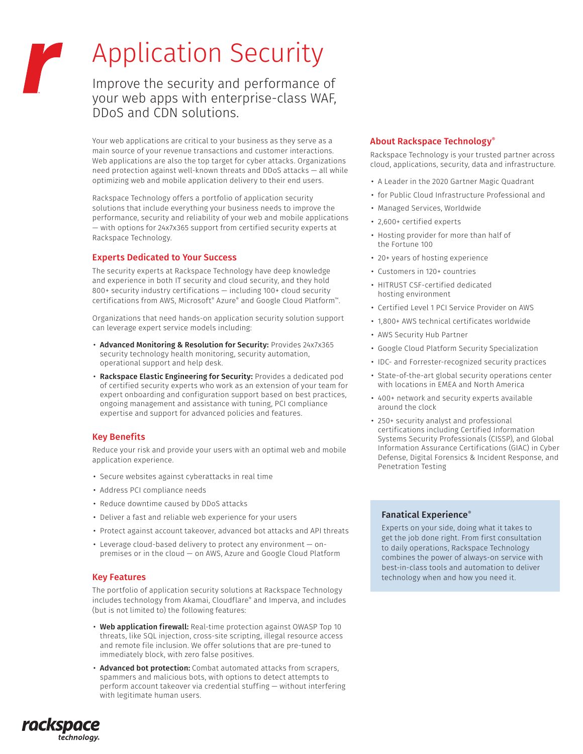// Application Security

Improve the security and performance of your web apps with enterprise-class WAF, DDoS and CDN solutions.

Your web applications are critical to your business as they serve as a main source of your revenue transactions and customer interactions. Web applications are also the top target for cyber attacks. Organizations need protection against well-known threats and DDoS attacks — all while optimizing web and mobile application delivery to their end users.

Rackspace Technology offers a portfolio of application security solutions that include everything your business needs to improve the performance, security and reliability of your web and mobile applications — with options for 24x7x365 support from certified security experts at Rackspace Technology.

## Experts Dedicated to Your Success

The security experts at Rackspace Technology have deep knowledge and experience in both IT security and cloud security, and they hold 800+ security industry certifications — including 100+ cloud security certifications from AWS, Microsoft® Azure® and Google Cloud Platform™.

Organizations that need hands-on application security solution support can leverage expert service models including:

- **Advanced Monitoring & Resolution for Security:** Provides 24x7x365 security technology health monitoring, security automation, operational support and help desk.
- **Rackspace Elastic Engineering for Security:** Provides a dedicated pod of certified security experts who work as an extension of your team for expert onboarding and configuration support based on best practices, ongoing management and assistance with tuning, PCI compliance expertise and support for advanced policies and features.

## Key Benefits

Reduce your risk and provide your users with an optimal web and mobile application experience.

- Secure websites against cyberattacks in real time
- Address PCI compliance needs
- Reduce downtime caused by DDoS attacks
- Deliver a fast and reliable web experience for your users
- Protect against account takeover, advanced bot attacks and API threats
- Leverage cloud-based delivery to protect any environment — on-premises or in the cloud — on AWS, Azure and Google Cloud Platform

## Key Features

The portfolio of application security solutions at Rackspace Technology includes technology from Akamai, Cloudflare® and Imperva, and includes (but is not limited to) the following features:

- **Web application firewall:** Real-time protection against OWASP Top 10 threats, like SQL injection, cross-site scripting, illegal resource access and remote file inclusion. We offer solutions that are pre-tuned to immediately block, with zero false positives.
- **Advanced bot protection:** Combat automated attacks from scrapers, spammers and malicious bots, with options to detect attempts to perform account takeover via credential stuffing — without interfering with legitimate human users.

## About Rackspace Technology®

Rackspace Technology is your trusted partner across cloud, applications, security, data and infrastructure.

- A Leader in the 2020 Gartner Magic Quadrant
- for Public Cloud Infrastructure Professional and
- Managed Services, Worldwide
- 2,600+ certified experts
- Hosting provider for more than half of the Fortune 100
- 20+ years of hosting experience
- Customers in 120+ countries
- HITRUST CSF-certified dedicated hosting environment
- Certified Level 1 PCI Service Provider on AWS
- 1,800+ AWS technical certificates worldwide
- AWS Security Hub Partner
- Google Cloud Platform Security Specialization
- IDC- and Forrester-recognized security practices
- State-of-the-art global security operations center with locations in EMEA and North America
- 400+ network and security experts available around the clock
- 250+ security analyst and professional certifications including Certified Information Systems Security Professionals (CISSP), and Global Information Assurance Certifications (GIAC) in Cyber Defense, Digital Forensics & Incident Response, and Penetration Testing

### Fanatical Experience®

Experts on your side, doing what it takes to get the job done right. From first consultation to daily operations, Rackspace Technology combines the power of always-on service with best-in-class tools and automation to deliver technology when and how you need it.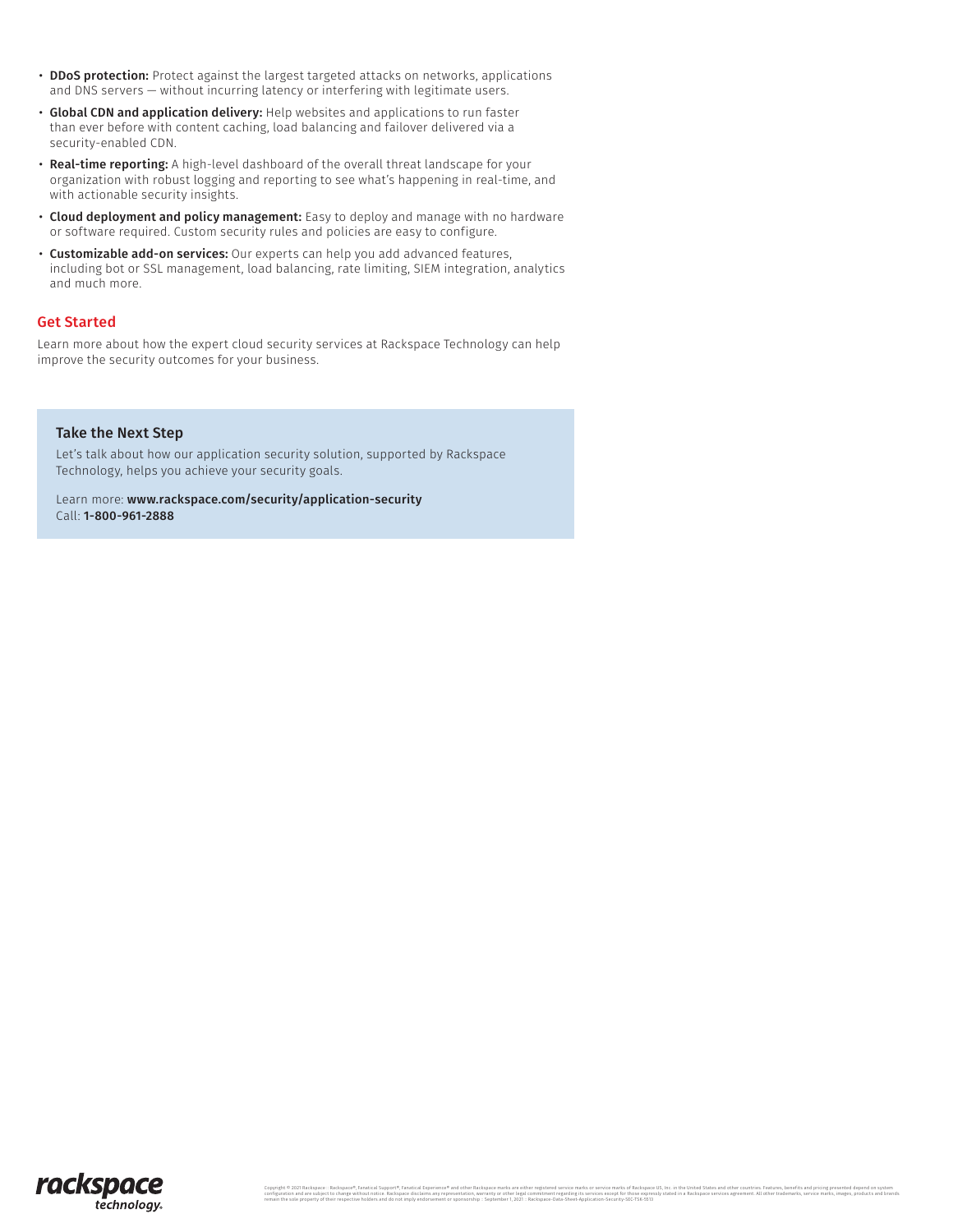- **DDoS protection:** Protect against the largest targeted attacks on networks, applications and DNS servers — without incurring latency or interfering with legitimate users.
- **Global CDN and application delivery:** Help websites and applications to run faster than ever before with content caching, load balancing and failover delivered via a security-enabled CDN.
- **Real-time reporting:** A high-level dashboard of the overall threat landscape for your organization with robust logging and reporting to see what's happening in real-time, and with actionable security insights.
- **Cloud deployment and policy management:** Easy to deploy and manage with no hardware or software required. Custom security rules and policies are easy to configure.
- **Customizable add-on services:** Our experts can help you add advanced features, including bot or SSL management, load balancing, rate limiting, SIEM integration, analytics and much more.

## Get Started

Learn more about how the expert cloud security services at Rackspace Technology can help improve the security outcomes for your business.

### Take the Next Step

Let's talk about how our application security solution, supported by Rackspace Technology, helps you achieve your security goals.

Learn more: **www.rackspace.com/security/application-security**
Call: **1-800-961-2888**

Copyright © 2021 Rackspace :: Rackspace®, Fanatical Support®, Fanatical Experience® and other Rackspace marks are either registered service marks or service marks of Rackspace US, Inc. in the United States and other countries. Features, benefits and pricing presented depend on system configuration and are subject to change without notice. Rackspace disclaims any representation, warranty or other legal commitment regarding its services except for those expressly stated in a Rackspace services agreement. All other trademarks, service marks, images, products and brands remain the sole property of their respective holders and do not imply endorsement or sponsorship. :: September 1, 2021 :: Rackspace-Data-Sheet-Application-Security-SEC-TSK-5513